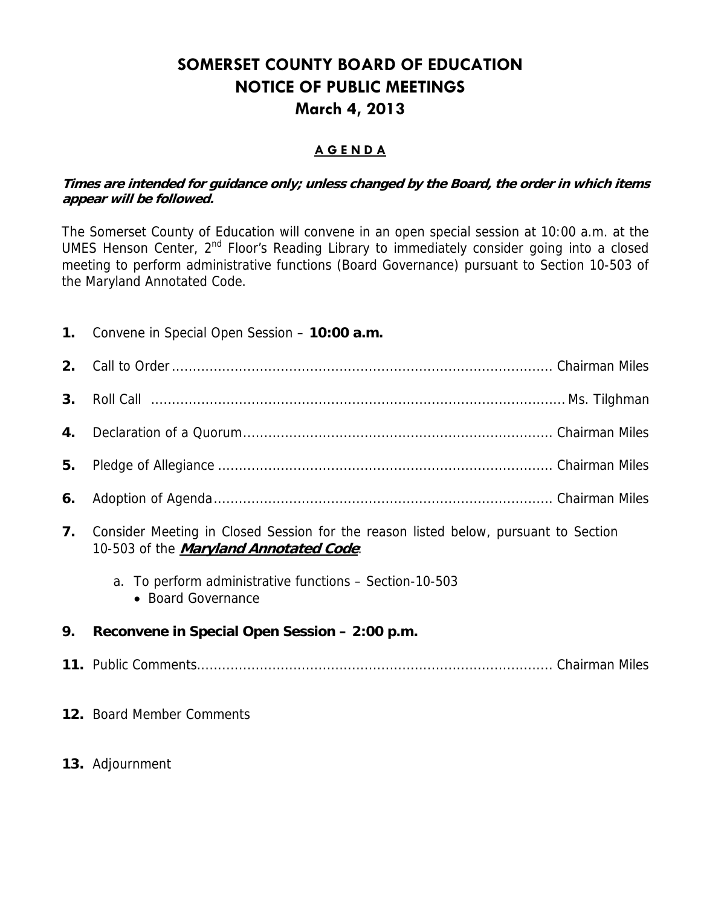# SOMERSET COUNTY BOARD OF EDUCATION
# NOTICE OF PUBLIC MEETINGS
# March 4, 2013

## A G E N D A

***Times are intended for guidance only; unless changed by the Board, the order in which items appear will be followed.***

The Somerset County of Education will convene in an open special session at 10:00 a.m. at the UMES Henson Center, 2nd Floor's Reading Library to immediately consider going into a closed meeting to perform administrative functions (Board Governance) pursuant to Section 10-503 of the Maryland Annotated Code.

**1.** Convene in Special Open Session – **10:00 a.m.**

**2.** Call to Order........................................................................................ Chairman Miles

**3.** Roll Call ............................................................................................... Ms. Tilghman

**4.** Declaration of a Quorum........................................................................ Chairman Miles

**5.** Pledge of Allegiance .............................................................................. Chairman Miles

**6.** Adoption of Agenda............................................................................... Chairman Miles

**7.** Consider Meeting in Closed Session for the reason listed below, pursuant to Section 10-503 of the ***Maryland Annotated Code***.

   a. To perform administrative functions – Section-10-503
      - Board Governance

**9. Reconvene in Special Open Session – 2:00 p.m.**

**11.** Public Comments.................................................................................. Chairman Miles

**12.** Board Member Comments

**13.** Adjournment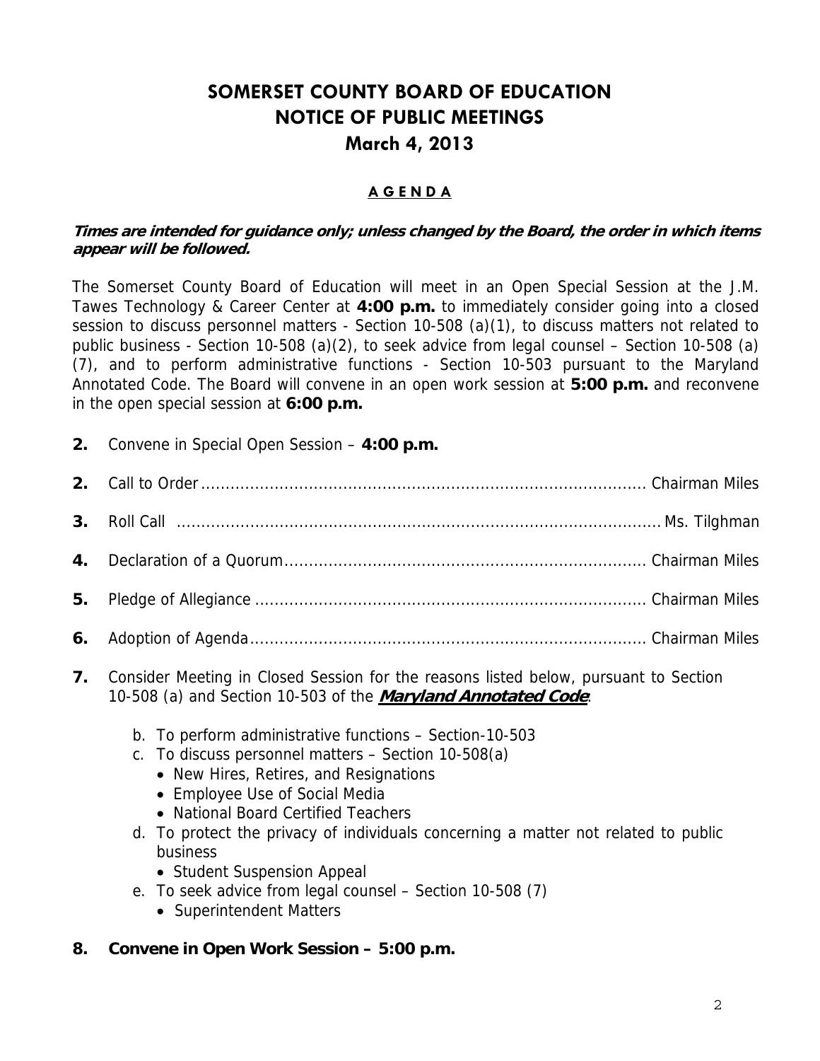# SOMERSET COUNTY BOARD OF EDUCATION
# NOTICE OF PUBLIC MEETINGS
## March 4, 2013

### AGENDA

***Times are intended for guidance only; unless changed by the Board, the order in which items appear will be followed.***

The Somerset County Board of Education will meet in an Open Special Session at the J.M. Tawes Technology & Career Center at **4:00 p.m.** to immediately consider going into a closed session to discuss personnel matters - Section 10-508 (a)(1), to discuss matters not related to public business - Section 10-508 (a)(2), to seek advice from legal counsel – Section 10-508 (a)(7), and to perform administrative functions - Section 10-503 pursuant to the Maryland Annotated Code. The Board will convene in an open work session at **5:00 p.m.** and reconvene in the open special session at **6:00 p.m.**

**2.** Convene in Special Open Session – **4:00 p.m.**

**2.** Call to Order ........................................................................................ Chairman Miles

**3.** Roll Call ........................................................................................ Ms. Tilghman

**4.** Declaration of a Quorum ........................................................................ Chairman Miles

**5.** Pledge of Allegiance .............................................................................. Chairman Miles

**6.** Adoption of Agenda .............................................................................. Chairman Miles

**7.** Consider Meeting in Closed Session for the reasons listed below, pursuant to Section 10-508 (a) and Section 10-503 of the ***Maryland Annotated Code***.

   b. To perform administrative functions – Section-10-503
   c. To discuss personnel matters – Section 10-508(a)
      - New Hires, Retires, and Resignations
      - Employee Use of Social Media
      - National Board Certified Teachers
   d. To protect the privacy of individuals concerning a matter not related to public business
      - Student Suspension Appeal
   e. To seek advice from legal counsel – Section 10-508 (7)
      - Superintendent Matters

**8. Convene in Open Work Session – 5:00 p.m.**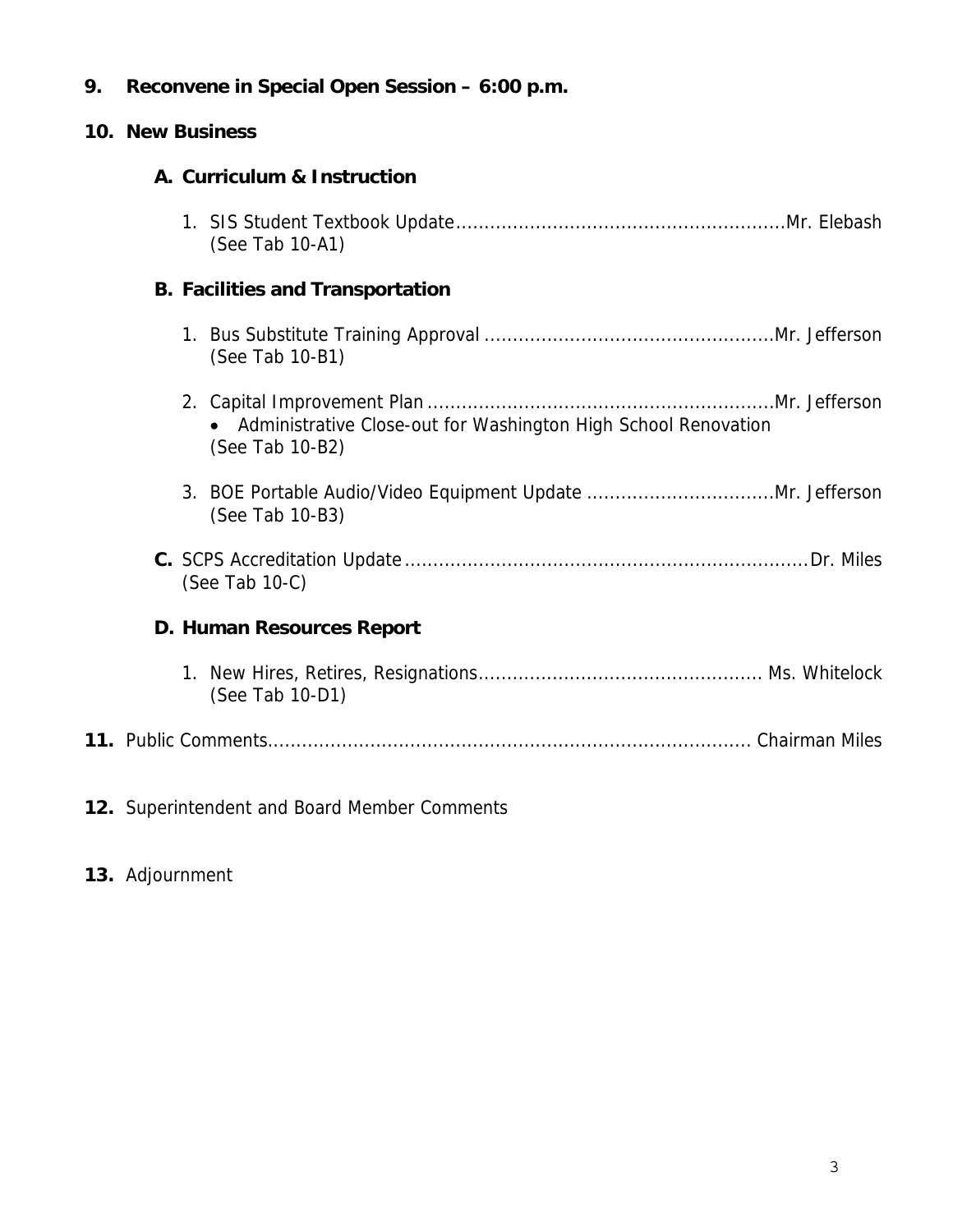**9. Reconvene in Special Open Session – 6:00 p.m.**

**10. New Business**

**A. Curriculum & Instruction**

1. SIS Student Textbook Update..........................................................Mr. Elebash
   (See Tab 10-A1)

**B. Facilities and Transportation**

1. Bus Substitute Training Approval ..................................................Mr. Jefferson
   (See Tab 10-B1)

2. Capital Improvement Plan .............................................................Mr. Jefferson
   - Administrative Close-out for Washington High School Renovation
   (See Tab 10-B2)

3. BOE Portable Audio/Video Equipment Update .................................Mr. Jefferson
   (See Tab 10-B3)

**C.** SCPS Accreditation Update.......................................................................Dr. Miles
   (See Tab 10-C)

**D. Human Resources Report**

1. New Hires, Retires, Resignations................................................. Ms. Whitelock
   (See Tab 10-D1)

**11.** Public Comments.................................................................................. Chairman Miles

**12.** Superintendent and Board Member Comments

**13.** Adjournment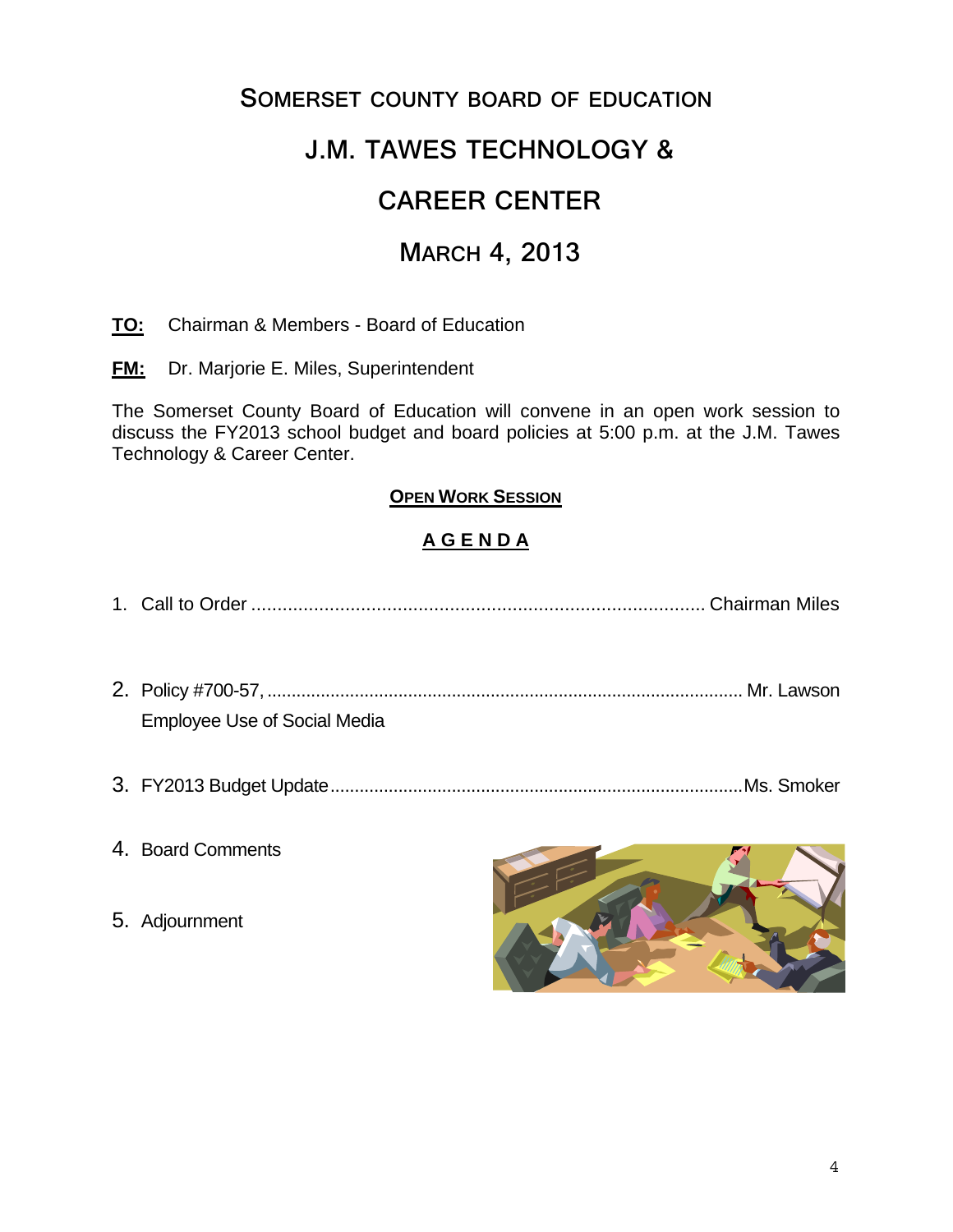# SOMERSET COUNTY BOARD OF EDUCATION

# J.M. TAWES TECHNOLOGY & CAREER CENTER

## MARCH 4, 2013

**TO:** Chairman & Members - Board of Education

**FM:** Dr. Marjorie E. Miles, Superintendent

The Somerset County Board of Education will convene in an open work session to discuss the FY2013 school budget and board policies at 5:00 p.m. at the J.M. Tawes Technology & Career Center.

**OPEN WORK SESSION**

**A G E N D A**

1. Call to Order ........................................................................................ Chairman Miles

2. Policy #700-57, ........................................................................................ Mr. Lawson
   Employee Use of Social Media

3. FY2013 Budget Update........................................................................................Ms. Smoker

4. Board Comments

5. Adjournment